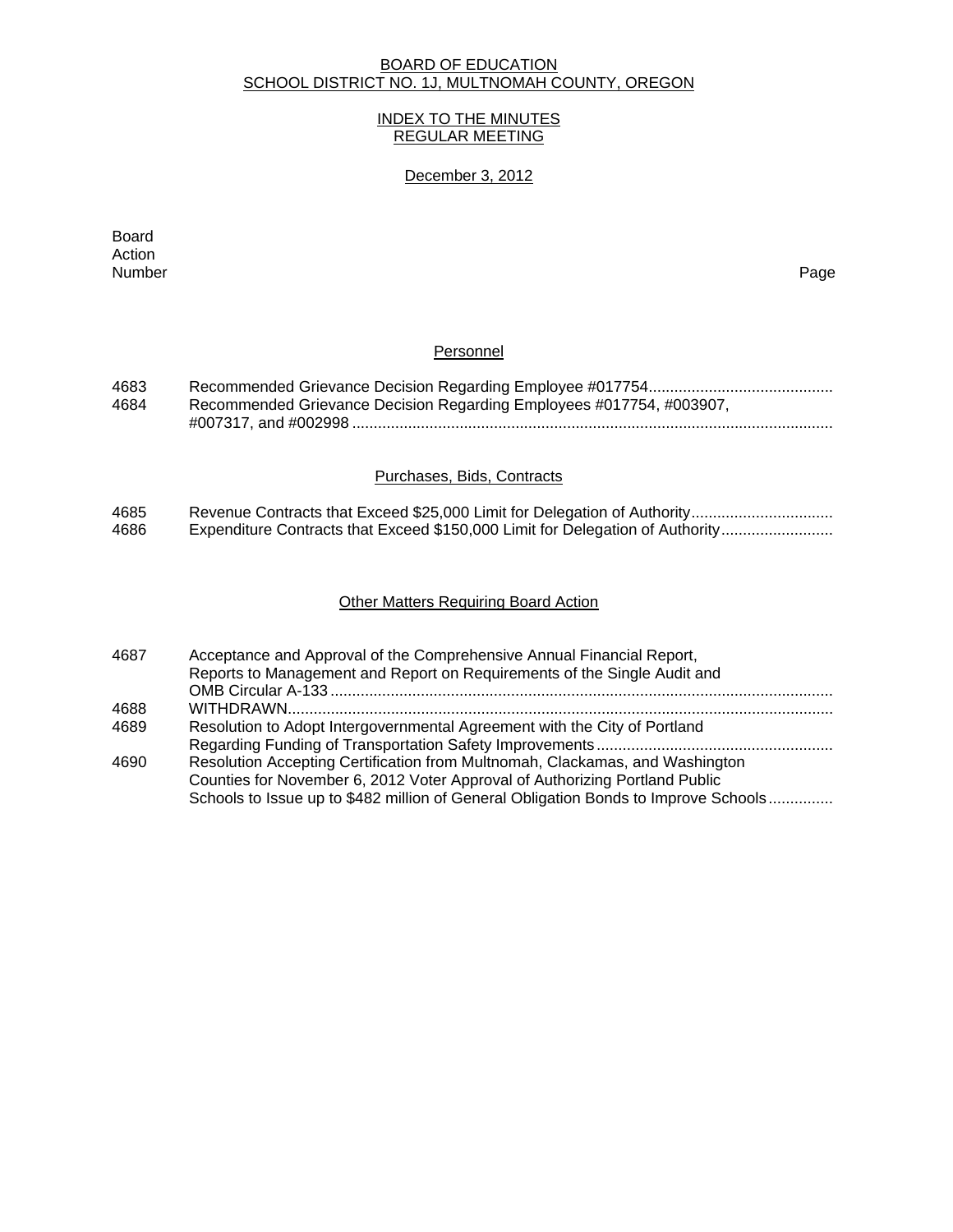BOARD OF EDUCATION
SCHOOL DISTRICT NO. 1J, MULTNOMAH COUNTY, OREGON

INDEX TO THE MINUTES
REGULAR MEETING

December 3, 2012

| Board Action Number | | Page |
|---|---|---|
| | **Personnel** | |
| 4683 | Recommended Grievance Decision Regarding Employee #017754 | |
| 4684 | Recommended Grievance Decision Regarding Employees #017754, #003907, #007317, and #002998 | |
| | **Purchases, Bids, Contracts** | |
| 4685 | Revenue Contracts that Exceed $25,000 Limit for Delegation of Authority | |
| 4686 | Expenditure Contracts that Exceed $150,000 Limit for Delegation of Authority | |
| | **Other Matters Requiring Board Action** | |
| 4687 | Acceptance and Approval of the Comprehensive Annual Financial Report, Reports to Management and Report on Requirements of the Single Audit and OMB Circular A-133 | |
| 4688 | WITHDRAWN | |
| 4689 | Resolution to Adopt Intergovernmental Agreement with the City of Portland Regarding Funding of Transportation Safety Improvements | |
| 4690 | Resolution Accepting Certification from Multnomah, Clackamas, and Washington Counties for November 6, 2012 Voter Approval of Authorizing Portland Public Schools to Issue up to $482 million of General Obligation Bonds to Improve Schools | |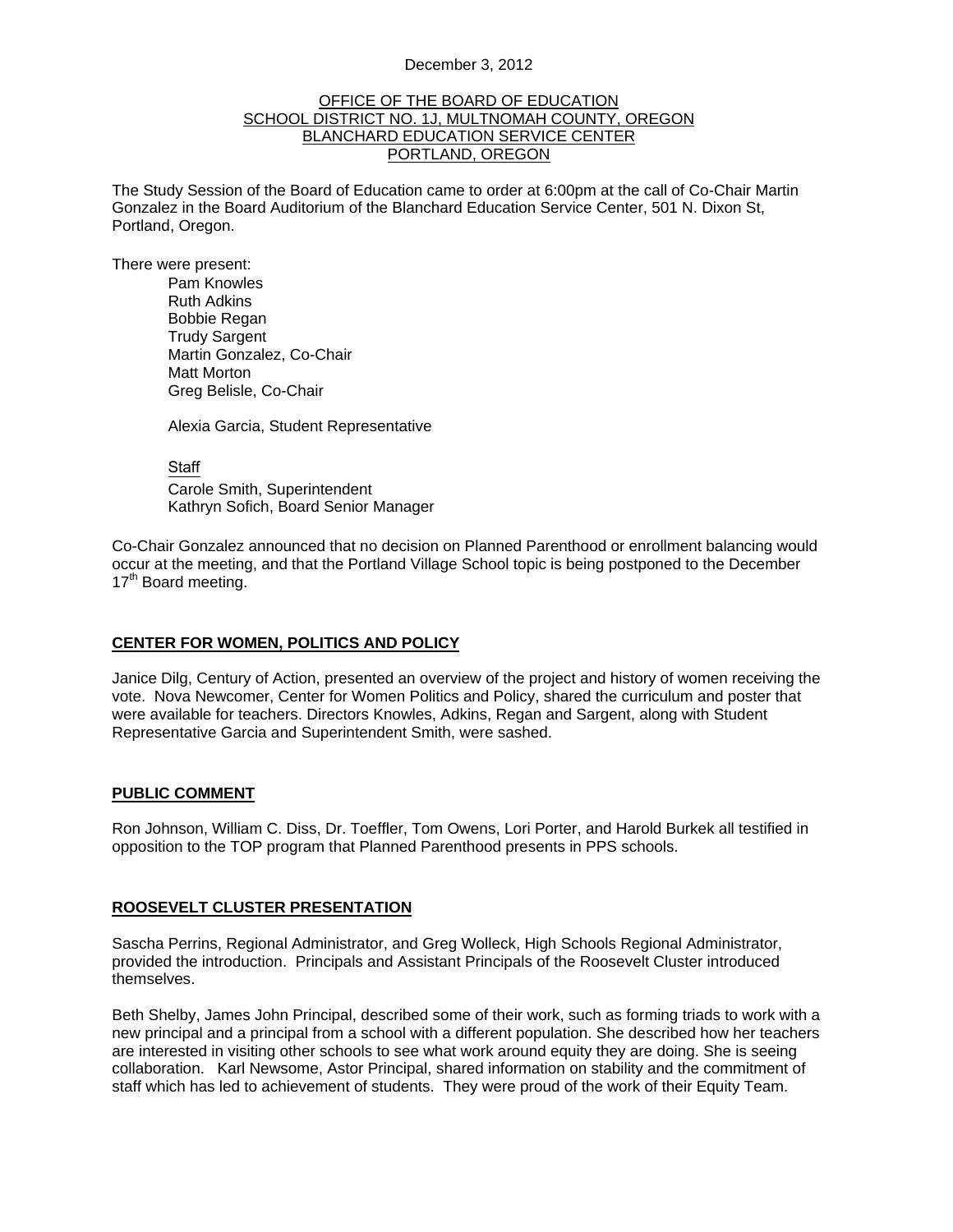December 3, 2012

OFFICE OF THE BOARD OF EDUCATION
SCHOOL DISTRICT NO. 1J, MULTNOMAH COUNTY, OREGON
BLANCHARD EDUCATION SERVICE CENTER
PORTLAND, OREGON

The Study Session of the Board of Education came to order at 6:00pm at the call of Co-Chair Martin Gonzalez in the Board Auditorium of the Blanchard Education Service Center, 501 N. Dixon St, Portland, Oregon.

There were present:

Pam Knowles
Ruth Adkins
Bobbie Regan
Trudy Sargent
Martin Gonzalez, Co-Chair
Matt Morton
Greg Belisle, Co-Chair

Alexia Garcia, Student Representative

Staff
Carole Smith, Superintendent
Kathryn Sofich, Board Senior Manager

Co-Chair Gonzalez announced that no decision on Planned Parenthood or enrollment balancing would occur at the meeting, and that the Portland Village School topic is being postponed to the December 17th Board meeting.

## CENTER FOR WOMEN, POLITICS AND POLICY

Janice Dilg, Century of Action, presented an overview of the project and history of women receiving the vote. Nova Newcomer, Center for Women Politics and Policy, shared the curriculum and poster that were available for teachers. Directors Knowles, Adkins, Regan and Sargent, along with Student Representative Garcia and Superintendent Smith, were sashed.

## PUBLIC COMMENT

Ron Johnson, William C. Diss, Dr. Toeffler, Tom Owens, Lori Porter, and Harold Burkek all testified in opposition to the TOP program that Planned Parenthood presents in PPS schools.

## ROOSEVELT CLUSTER PRESENTATION

Sascha Perrins, Regional Administrator, and Greg Wolleck, High Schools Regional Administrator, provided the introduction. Principals and Assistant Principals of the Roosevelt Cluster introduced themselves.

Beth Shelby, James John Principal, described some of their work, such as forming triads to work with a new principal and a principal from a school with a different population. She described how her teachers are interested in visiting other schools to see what work around equity they are doing. She is seeing collaboration. Karl Newsome, Astor Principal, shared information on stability and the commitment of staff which has led to achievement of students. They were proud of the work of their Equity Team.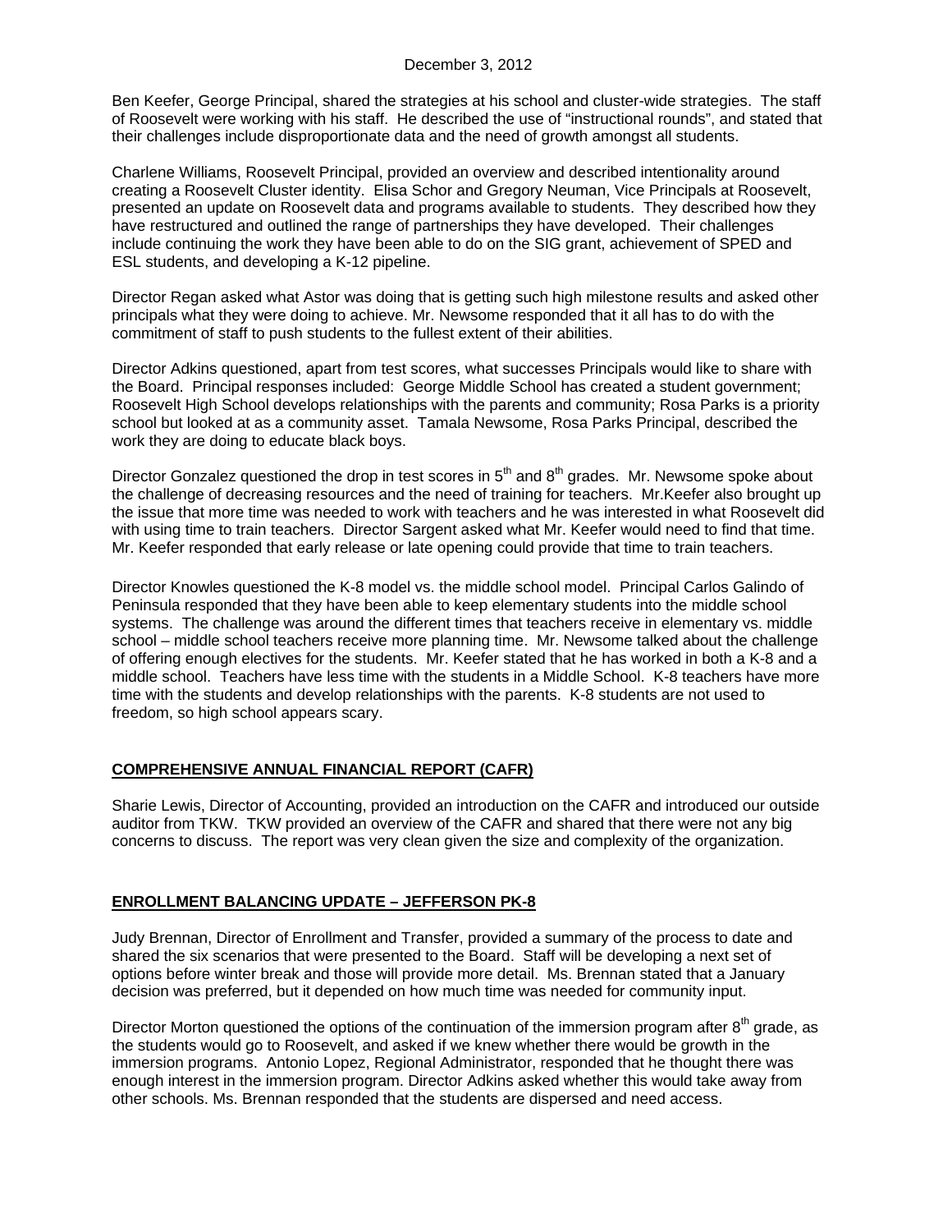Ben Keefer, George Principal, shared the strategies at his school and cluster-wide strategies. The staff of Roosevelt were working with his staff. He described the use of "instructional rounds", and stated that their challenges include disproportionate data and the need of growth amongst all students.

Charlene Williams, Roosevelt Principal, provided an overview and described intentionality around creating a Roosevelt Cluster identity. Elisa Schor and Gregory Neuman, Vice Principals at Roosevelt, presented an update on Roosevelt data and programs available to students. They described how they have restructured and outlined the range of partnerships they have developed. Their challenges include continuing the work they have been able to do on the SIG grant, achievement of SPED and ESL students, and developing a K-12 pipeline.

Director Regan asked what Astor was doing that is getting such high milestone results and asked other principals what they were doing to achieve. Mr. Newsome responded that it all has to do with the commitment of staff to push students to the fullest extent of their abilities.

Director Adkins questioned, apart from test scores, what successes Principals would like to share with the Board. Principal responses included: George Middle School has created a student government; Roosevelt High School develops relationships with the parents and community; Rosa Parks is a priority school but looked at as a community asset. Tamala Newsome, Rosa Parks Principal, described the work they are doing to educate black boys.

Director Gonzalez questioned the drop in test scores in 5th and 8th grades. Mr. Newsome spoke about the challenge of decreasing resources and the need of training for teachers. Mr.Keefer also brought up the issue that more time was needed to work with teachers and he was interested in what Roosevelt did with using time to train teachers. Director Sargent asked what Mr. Keefer would need to find that time. Mr. Keefer responded that early release or late opening could provide that time to train teachers.

Director Knowles questioned the K-8 model vs. the middle school model. Principal Carlos Galindo of Peninsula responded that they have been able to keep elementary students into the middle school systems. The challenge was around the different times that teachers receive in elementary vs. middle school – middle school teachers receive more planning time. Mr. Newsome talked about the challenge of offering enough electives for the students. Mr. Keefer stated that he has worked in both a K-8 and a middle school. Teachers have less time with the students in a Middle School. K-8 teachers have more time with the students and develop relationships with the parents. K-8 students are not used to freedom, so high school appears scary.

## COMPREHENSIVE ANNUAL FINANCIAL REPORT (CAFR)

Sharie Lewis, Director of Accounting, provided an introduction on the CAFR and introduced our outside auditor from TKW. TKW provided an overview of the CAFR and shared that there were not any big concerns to discuss. The report was very clean given the size and complexity of the organization.

## ENROLLMENT BALANCING UPDATE – JEFFERSON PK-8

Judy Brennan, Director of Enrollment and Transfer, provided a summary of the process to date and shared the six scenarios that were presented to the Board. Staff will be developing a next set of options before winter break and those will provide more detail. Ms. Brennan stated that a January decision was preferred, but it depended on how much time was needed for community input.

Director Morton questioned the options of the continuation of the immersion program after 8th grade, as the students would go to Roosevelt, and asked if we knew whether there would be growth in the immersion programs. Antonio Lopez, Regional Administrator, responded that he thought there was enough interest in the immersion program. Director Adkins asked whether this would take away from other schools. Ms. Brennan responded that the students are dispersed and need access.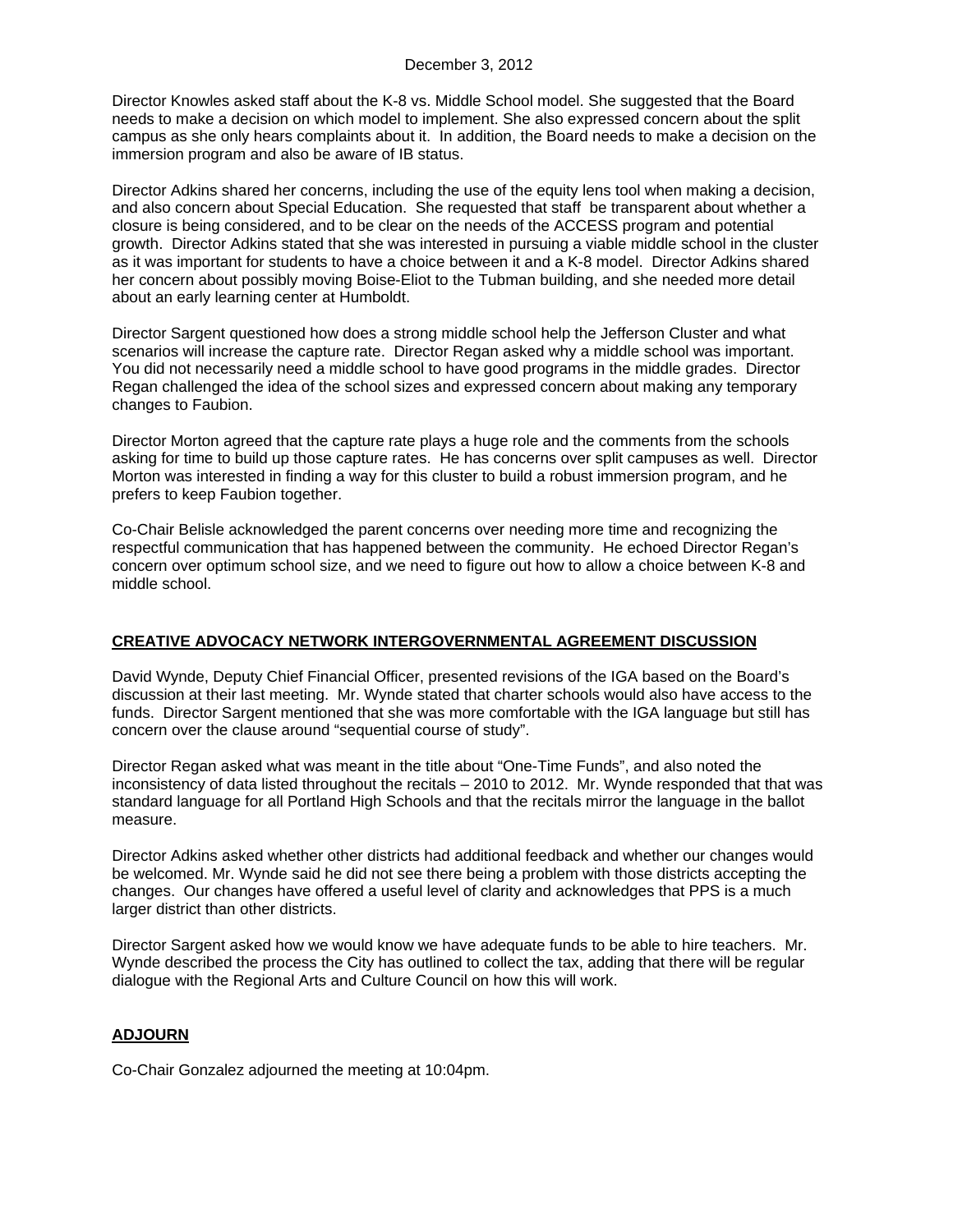Director Knowles asked staff about the K-8 vs. Middle School model. She suggested that the Board needs to make a decision on which model to implement. She also expressed concern about the split campus as she only hears complaints about it. In addition, the Board needs to make a decision on the immersion program and also be aware of IB status.

Director Adkins shared her concerns, including the use of the equity lens tool when making a decision, and also concern about Special Education. She requested that staff be transparent about whether a closure is being considered, and to be clear on the needs of the ACCESS program and potential growth. Director Adkins stated that she was interested in pursuing a viable middle school in the cluster as it was important for students to have a choice between it and a K-8 model. Director Adkins shared her concern about possibly moving Boise-Eliot to the Tubman building, and she needed more detail about an early learning center at Humboldt.

Director Sargent questioned how does a strong middle school help the Jefferson Cluster and what scenarios will increase the capture rate. Director Regan asked why a middle school was important. You did not necessarily need a middle school to have good programs in the middle grades. Director Regan challenged the idea of the school sizes and expressed concern about making any temporary changes to Faubion.

Director Morton agreed that the capture rate plays a huge role and the comments from the schools asking for time to build up those capture rates. He has concerns over split campuses as well. Director Morton was interested in finding a way for this cluster to build a robust immersion program, and he prefers to keep Faubion together.

Co-Chair Belisle acknowledged the parent concerns over needing more time and recognizing the respectful communication that has happened between the community. He echoed Director Regan's concern over optimum school size, and we need to figure out how to allow a choice between K-8 and middle school.

## CREATIVE ADVOCACY NETWORK INTERGOVERNMENTAL AGREEMENT DISCUSSION

David Wynde, Deputy Chief Financial Officer, presented revisions of the IGA based on the Board's discussion at their last meeting. Mr. Wynde stated that charter schools would also have access to the funds. Director Sargent mentioned that she was more comfortable with the IGA language but still has concern over the clause around "sequential course of study".

Director Regan asked what was meant in the title about "One-Time Funds", and also noted the inconsistency of data listed throughout the recitals – 2010 to 2012. Mr. Wynde responded that that was standard language for all Portland High Schools and that the recitals mirror the language in the ballot measure.

Director Adkins asked whether other districts had additional feedback and whether our changes would be welcomed. Mr. Wynde said he did not see there being a problem with those districts accepting the changes. Our changes have offered a useful level of clarity and acknowledges that PPS is a much larger district than other districts.

Director Sargent asked how we would know we have adequate funds to be able to hire teachers. Mr. Wynde described the process the City has outlined to collect the tax, adding that there will be regular dialogue with the Regional Arts and Culture Council on how this will work.

## ADJOURN

Co-Chair Gonzalez adjourned the meeting at 10:04pm.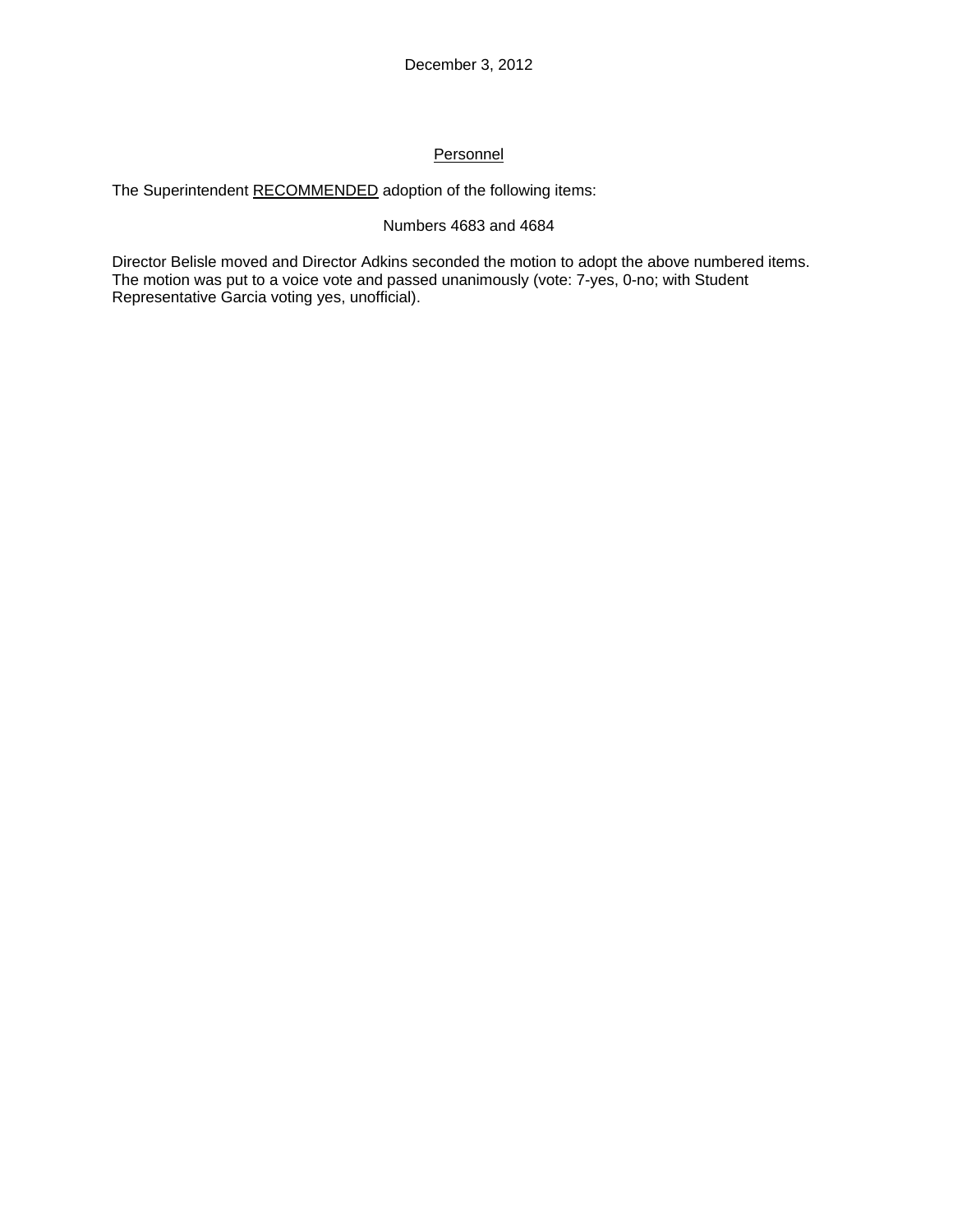December 3, 2012

## Personnel

The Superintendent RECOMMENDED adoption of the following items:

Numbers 4683 and 4684

Director Belisle moved and Director Adkins seconded the motion to adopt the above numbered items. The motion was put to a voice vote and passed unanimously (vote: 7-yes, 0-no; with Student Representative Garcia voting yes, unofficial).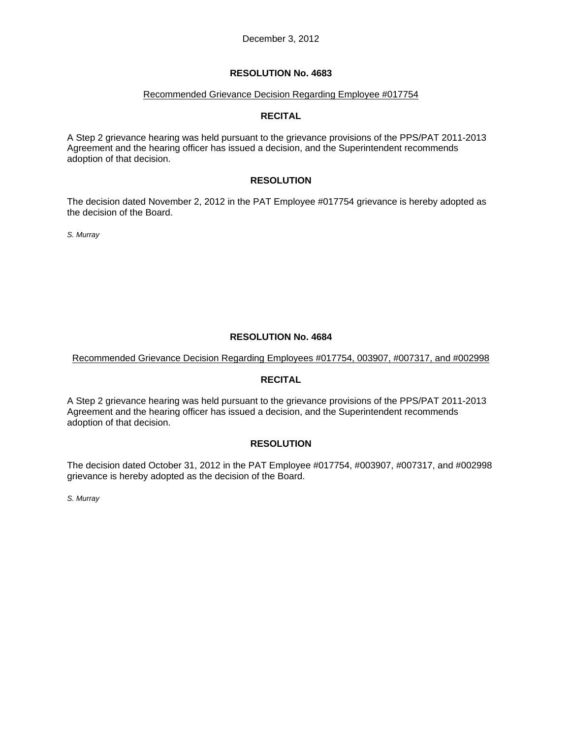December 3, 2012

## RESOLUTION No. 4683

Recommended Grievance Decision Regarding Employee #017754

### RECITAL

A Step 2 grievance hearing was held pursuant to the grievance provisions of the PPS/PAT 2011-2013 Agreement and the hearing officer has issued a decision, and the Superintendent recommends adoption of that decision.

### RESOLUTION

The decision dated November 2, 2012 in the PAT Employee #017754 grievance is hereby adopted as the decision of the Board.

*S. Murray*

## RESOLUTION No. 4684

Recommended Grievance Decision Regarding Employees #017754, 003907, #007317, and #002998

### RECITAL

A Step 2 grievance hearing was held pursuant to the grievance provisions of the PPS/PAT 2011-2013 Agreement and the hearing officer has issued a decision, and the Superintendent recommends adoption of that decision.

### RESOLUTION

The decision dated October 31, 2012 in the PAT Employee #017754, #003907, #007317, and #002998 grievance is hereby adopted as the decision of the Board.

*S. Murray*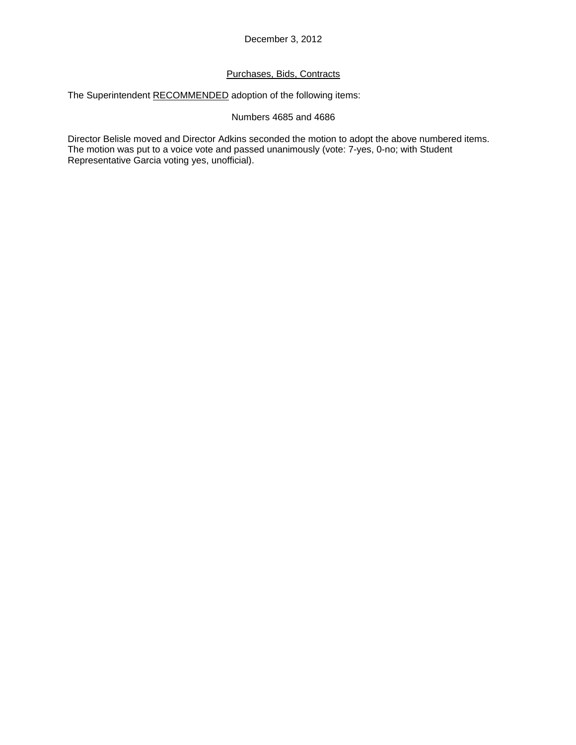December 3, 2012

Purchases, Bids, Contracts

The Superintendent RECOMMENDED adoption of the following items:

Numbers 4685 and 4686

Director Belisle moved and Director Adkins seconded the motion to adopt the above numbered items. The motion was put to a voice vote and passed unanimously (vote: 7-yes, 0-no; with Student Representative Garcia voting yes, unofficial).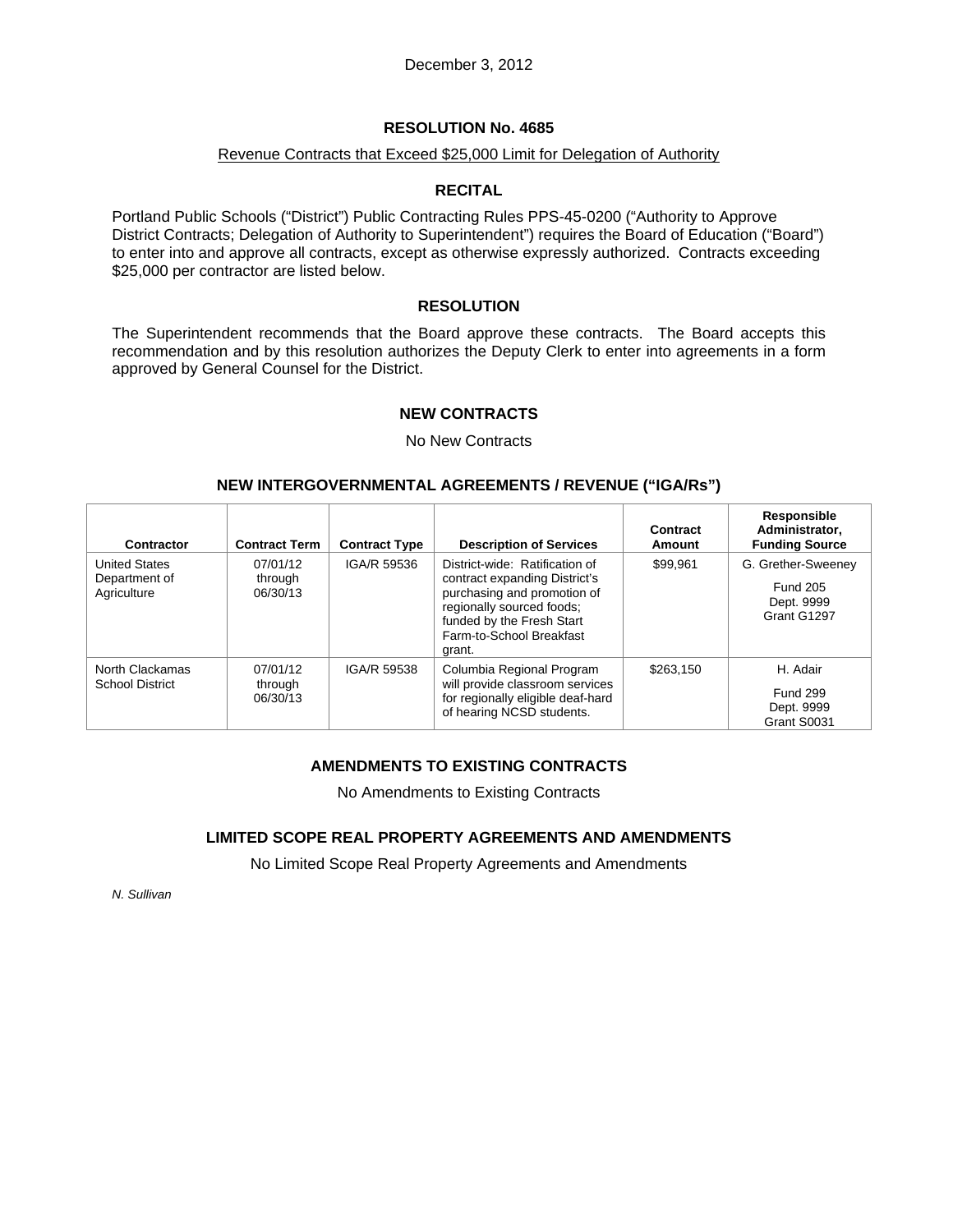December 3, 2012

## RESOLUTION No. 4685

Revenue Contracts that Exceed $25,000 Limit for Delegation of Authority

### RECITAL

Portland Public Schools ("District") Public Contracting Rules PPS-45-0200 ("Authority to Approve District Contracts; Delegation of Authority to Superintendent") requires the Board of Education ("Board") to enter into and approve all contracts, except as otherwise expressly authorized. Contracts exceeding $25,000 per contractor are listed below.

### RESOLUTION

The Superintendent recommends that the Board approve these contracts. The Board accepts this recommendation and by this resolution authorizes the Deputy Clerk to enter into agreements in a form approved by General Counsel for the District.

### NEW CONTRACTS

No New Contracts

### NEW INTERGOVERNMENTAL AGREEMENTS / REVENUE ("IGA/Rs")

| Contractor | Contract Term | Contract Type | Description of Services | Contract Amount | Responsible Administrator, Funding Source |
|---|---|---|---|---|---|
| United States Department of Agriculture | 07/01/12 through 06/30/13 | IGA/R 59536 | District-wide: Ratification of contract expanding District's purchasing and promotion of regionally sourced foods; funded by the Fresh Start Farm-to-School Breakfast grant. | $99,961 | G. Grether-Sweeney<br>Fund 205<br>Dept. 9999<br>Grant G1297 |
| North Clackamas School District | 07/01/12 through 06/30/13 | IGA/R 59538 | Columbia Regional Program will provide classroom services for regionally eligible deaf-hard of hearing NCSD students. | $263,150 | H. Adair<br>Fund 299<br>Dept. 9999<br>Grant S0031 |

### AMENDMENTS TO EXISTING CONTRACTS

No Amendments to Existing Contracts

### LIMITED SCOPE REAL PROPERTY AGREEMENTS AND AMENDMENTS

No Limited Scope Real Property Agreements and Amendments

*N. Sullivan*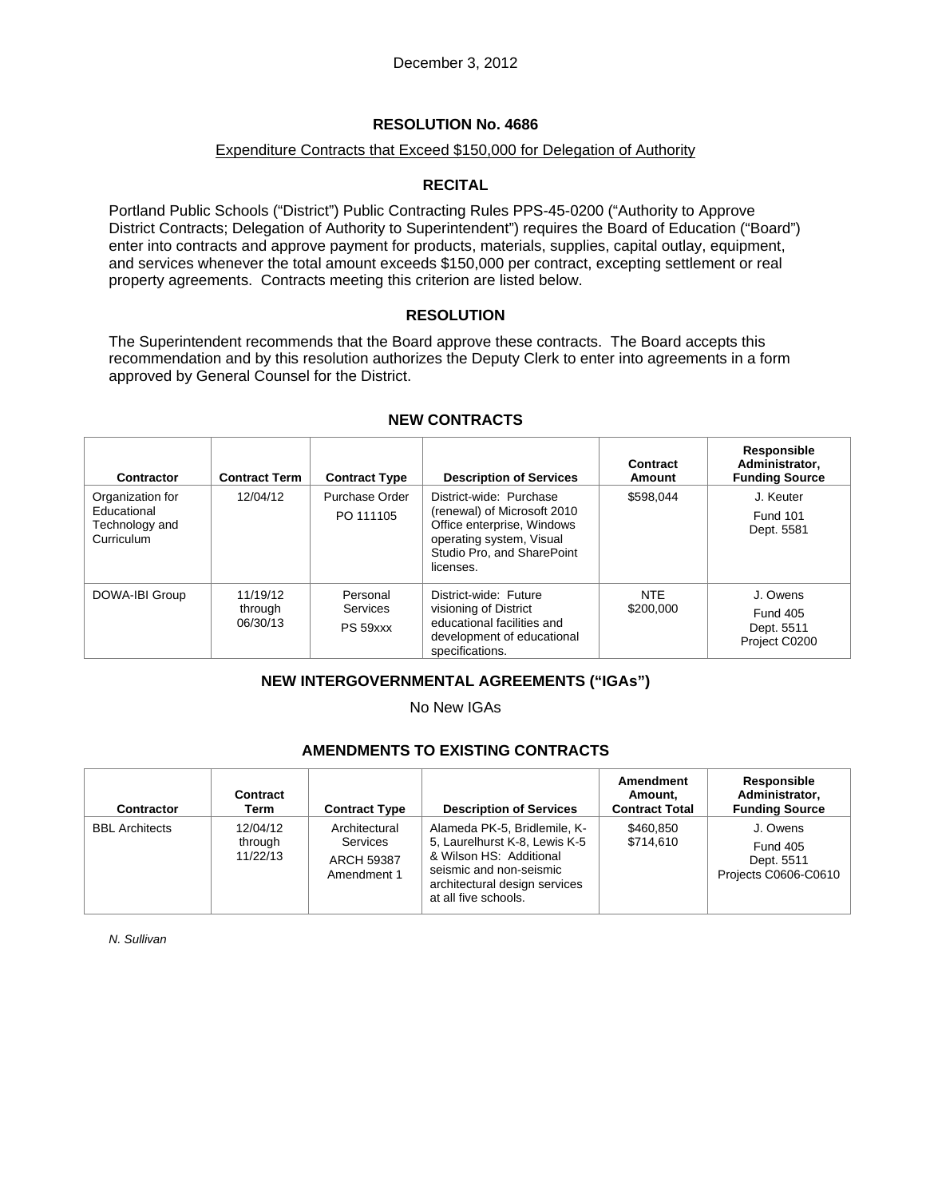December 3, 2012

## RESOLUTION No. 4686

Expenditure Contracts that Exceed $150,000 for Delegation of Authority

### RECITAL

Portland Public Schools ("District") Public Contracting Rules PPS-45-0200 ("Authority to Approve District Contracts; Delegation of Authority to Superintendent") requires the Board of Education ("Board") enter into contracts and approve payment for products, materials, supplies, capital outlay, equipment, and services whenever the total amount exceeds $150,000 per contract, excepting settlement or real property agreements. Contracts meeting this criterion are listed below.

### RESOLUTION

The Superintendent recommends that the Board approve these contracts. The Board accepts this recommendation and by this resolution authorizes the Deputy Clerk to enter into agreements in a form approved by General Counsel for the District.

### NEW CONTRACTS

| Contractor | Contract Term | Contract Type | Description of Services | Contract Amount | Responsible Administrator, Funding Source |
|---|---|---|---|---|---|
| Organization for Educational Technology and Curriculum | 12/04/12 | Purchase Order PO 111105 | District-wide: Purchase (renewal) of Microsoft 2010 Office enterprise, Windows operating system, Visual Studio Pro, and SharePoint licenses. | $598,044 | J. Keuter Fund 101 Dept. 5581 |
| DOWA-IBI Group | 11/19/12 through 06/30/13 | Personal Services PS 59xxx | District-wide: Future visioning of District educational facilities and development of educational specifications. | NTE $200,000 | J. Owens Fund 405 Dept. 5511 Project C0200 |

### NEW INTERGOVERNMENTAL AGREEMENTS ("IGAs")

No New IGAs

### AMENDMENTS TO EXISTING CONTRACTS

| Contractor | Contract Term | Contract Type | Description of Services | Amendment Amount, Contract Total | Responsible Administrator, Funding Source |
|---|---|---|---|---|---|
| BBL Architects | 12/04/12 through 11/22/13 | Architectural Services ARCH 59387 Amendment 1 | Alameda PK-5, Bridlemile, K-5, Laurelhurst K-8, Lewis K-5 & Wilson HS: Additional seismic and non-seismic architectural design services at all five schools. | $460,850 $714,610 | J. Owens Fund 405 Dept. 5511 Projects C0606-C0610 |

*N. Sullivan*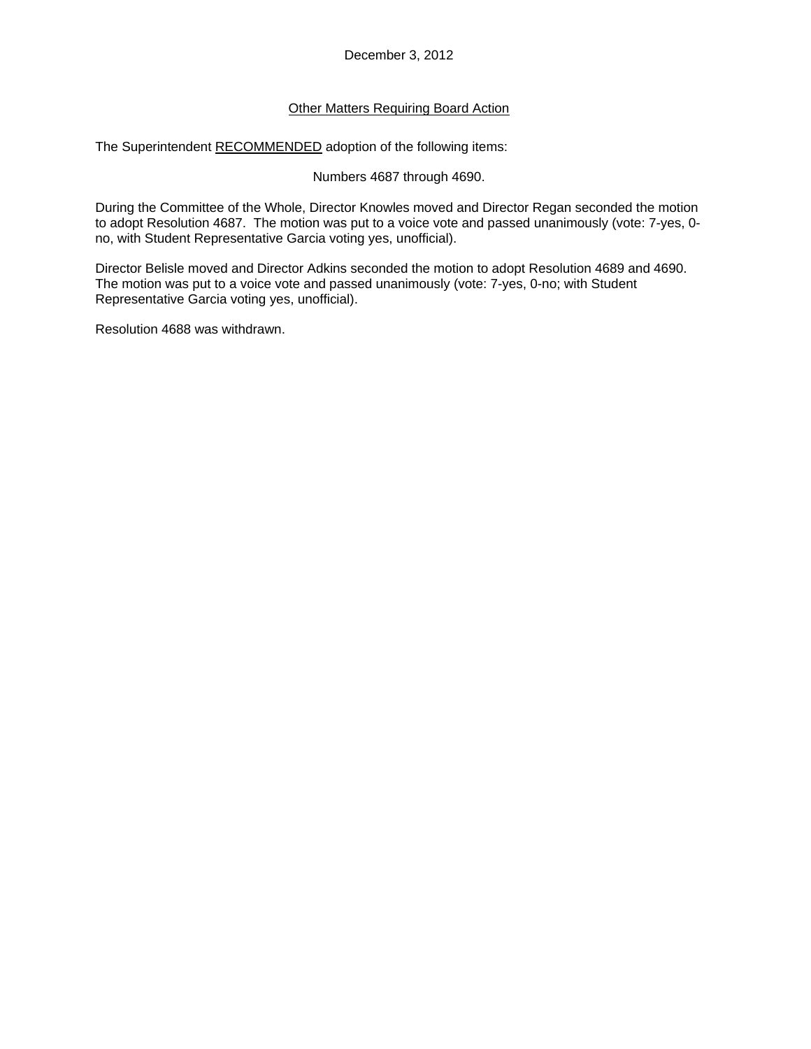December 3, 2012

<u>Other Matters Requiring Board Action</u>

The Superintendent <u>RECOMMENDED</u> adoption of the following items:

Numbers 4687 through 4690.

During the Committee of the Whole, Director Knowles moved and Director Regan seconded the motion to adopt Resolution 4687. The motion was put to a voice vote and passed unanimously (vote: 7-yes, 0-no, with Student Representative Garcia voting yes, unofficial).

Director Belisle moved and Director Adkins seconded the motion to adopt Resolution 4689 and 4690. The motion was put to a voice vote and passed unanimously (vote: 7-yes, 0-no; with Student Representative Garcia voting yes, unofficial).

Resolution 4688 was withdrawn.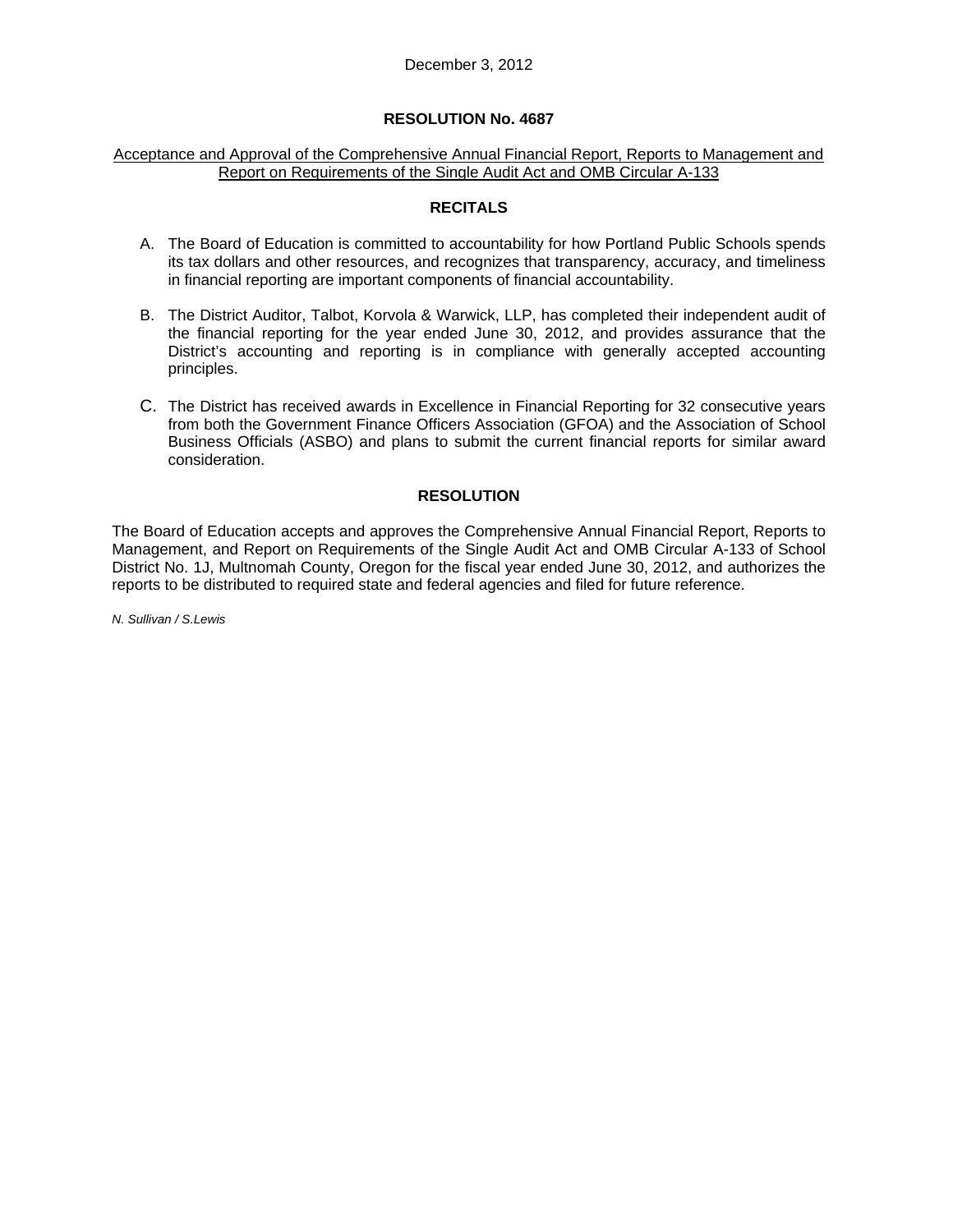December 3, 2012

## RESOLUTION No. 4687

Acceptance and Approval of the Comprehensive Annual Financial Report, Reports to Management and Report on Requirements of the Single Audit Act and OMB Circular A-133

### RECITALS

A. The Board of Education is committed to accountability for how Portland Public Schools spends its tax dollars and other resources, and recognizes that transparency, accuracy, and timeliness in financial reporting are important components of financial accountability.

B. The District Auditor, Talbot, Korvola & Warwick, LLP, has completed their independent audit of the financial reporting for the year ended June 30, 2012, and provides assurance that the District's accounting and reporting is in compliance with generally accepted accounting principles.

C. The District has received awards in Excellence in Financial Reporting for 32 consecutive years from both the Government Finance Officers Association (GFOA) and the Association of School Business Officials (ASBO) and plans to submit the current financial reports for similar award consideration.

### RESOLUTION

The Board of Education accepts and approves the Comprehensive Annual Financial Report, Reports to Management, and Report on Requirements of the Single Audit Act and OMB Circular A-133 of School District No. 1J, Multnomah County, Oregon for the fiscal year ended June 30, 2012, and authorizes the reports to be distributed to required state and federal agencies and filed for future reference.

*N. Sullivan / S.Lewis*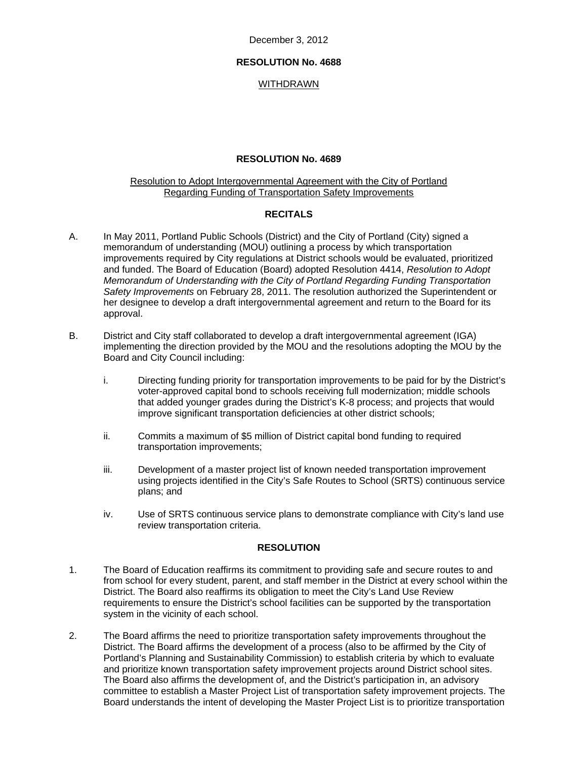December 3, 2012

**RESOLUTION No. 4688**

WITHDRAWN

**RESOLUTION No. 4689**

Resolution to Adopt Intergovernmental Agreement with the City of Portland Regarding Funding of Transportation Safety Improvements

**RECITALS**

A. In May 2011, Portland Public Schools (District) and the City of Portland (City) signed a memorandum of understanding (MOU) outlining a process by which transportation improvements required by City regulations at District schools would be evaluated, prioritized and funded. The Board of Education (Board) adopted Resolution 4414, *Resolution to Adopt Memorandum of Understanding with the City of Portland Regarding Funding Transportation Safety Improvements* on February 28, 2011. The resolution authorized the Superintendent or her designee to develop a draft intergovernmental agreement and return to the Board for its approval.

B. District and City staff collaborated to develop a draft intergovernmental agreement (IGA) implementing the direction provided by the MOU and the resolutions adopting the MOU by the Board and City Council including:

   i. Directing funding priority for transportation improvements to be paid for by the District's voter-approved capital bond to schools receiving full modernization; middle schools that added younger grades during the District's K-8 process; and projects that would improve significant transportation deficiencies at other district schools;

   ii. Commits a maximum of $5 million of District capital bond funding to required transportation improvements;

   iii. Development of a master project list of known needed transportation improvement using projects identified in the City's Safe Routes to School (SRTS) continuous service plans; and

   iv. Use of SRTS continuous service plans to demonstrate compliance with City's land use review transportation criteria.

**RESOLUTION**

1. The Board of Education reaffirms its commitment to providing safe and secure routes to and from school for every student, parent, and staff member in the District at every school within the District. The Board also reaffirms its obligation to meet the City's Land Use Review requirements to ensure the District's school facilities can be supported by the transportation system in the vicinity of each school.

2. The Board affirms the need to prioritize transportation safety improvements throughout the District. The Board affirms the development of a process (also to be affirmed by the City of Portland's Planning and Sustainability Commission) to establish criteria by which to evaluate and prioritize known transportation safety improvement projects around District school sites. The Board also affirms the development of, and the District's participation in, an advisory committee to establish a Master Project List of transportation safety improvement projects. The Board understands the intent of developing the Master Project List is to prioritize transportation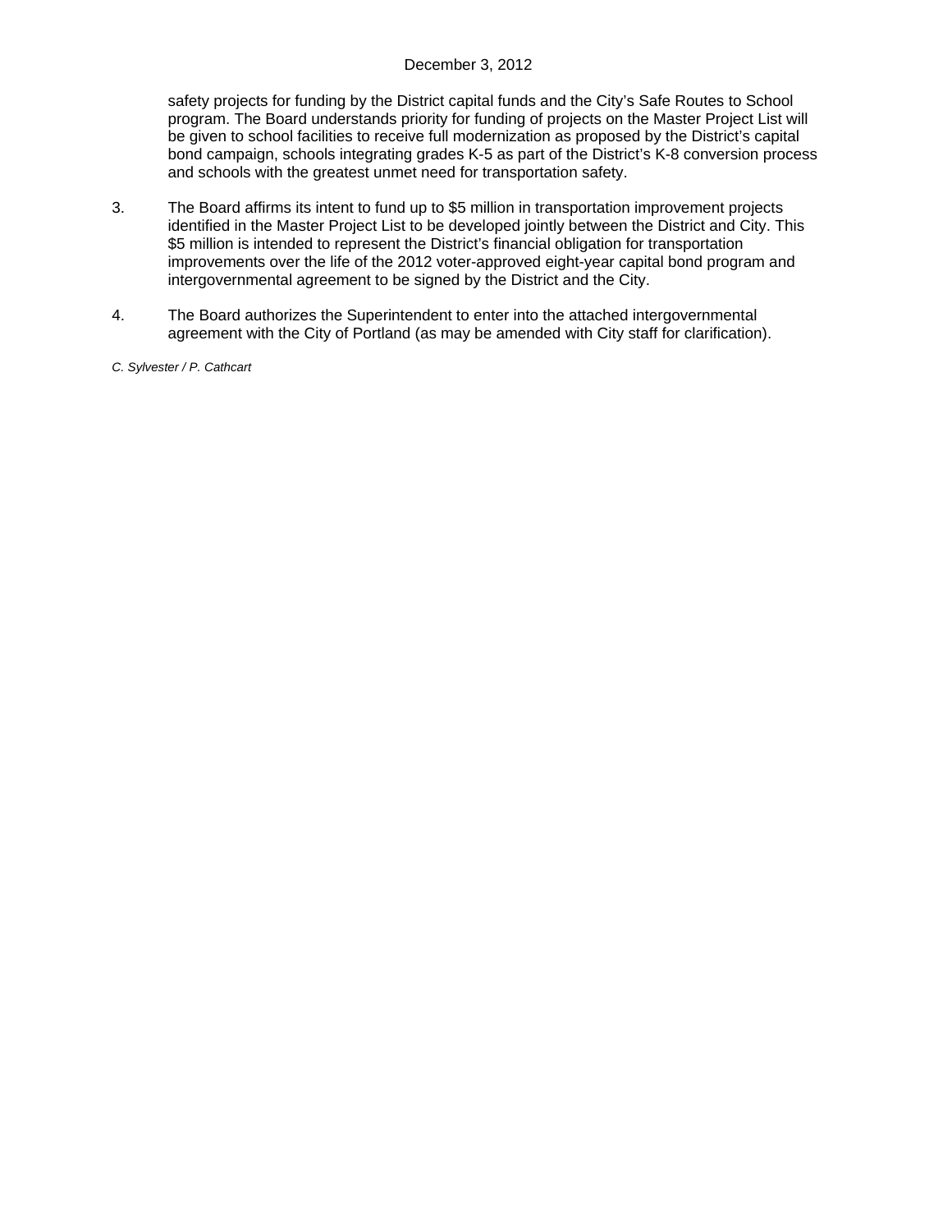safety projects for funding by the District capital funds and the City's Safe Routes to School program. The Board understands priority for funding of projects on the Master Project List will be given to school facilities to receive full modernization as proposed by the District's capital bond campaign, schools integrating grades K-5 as part of the District's K-8 conversion process and schools with the greatest unmet need for transportation safety.

3. The Board affirms its intent to fund up to $5 million in transportation improvement projects identified in the Master Project List to be developed jointly between the District and City. This $5 million is intended to represent the District's financial obligation for transportation improvements over the life of the 2012 voter-approved eight-year capital bond program and intergovernmental agreement to be signed by the District and the City.

4. The Board authorizes the Superintendent to enter into the attached intergovernmental agreement with the City of Portland (as may be amended with City staff for clarification).

*C. Sylvester / P. Cathcart*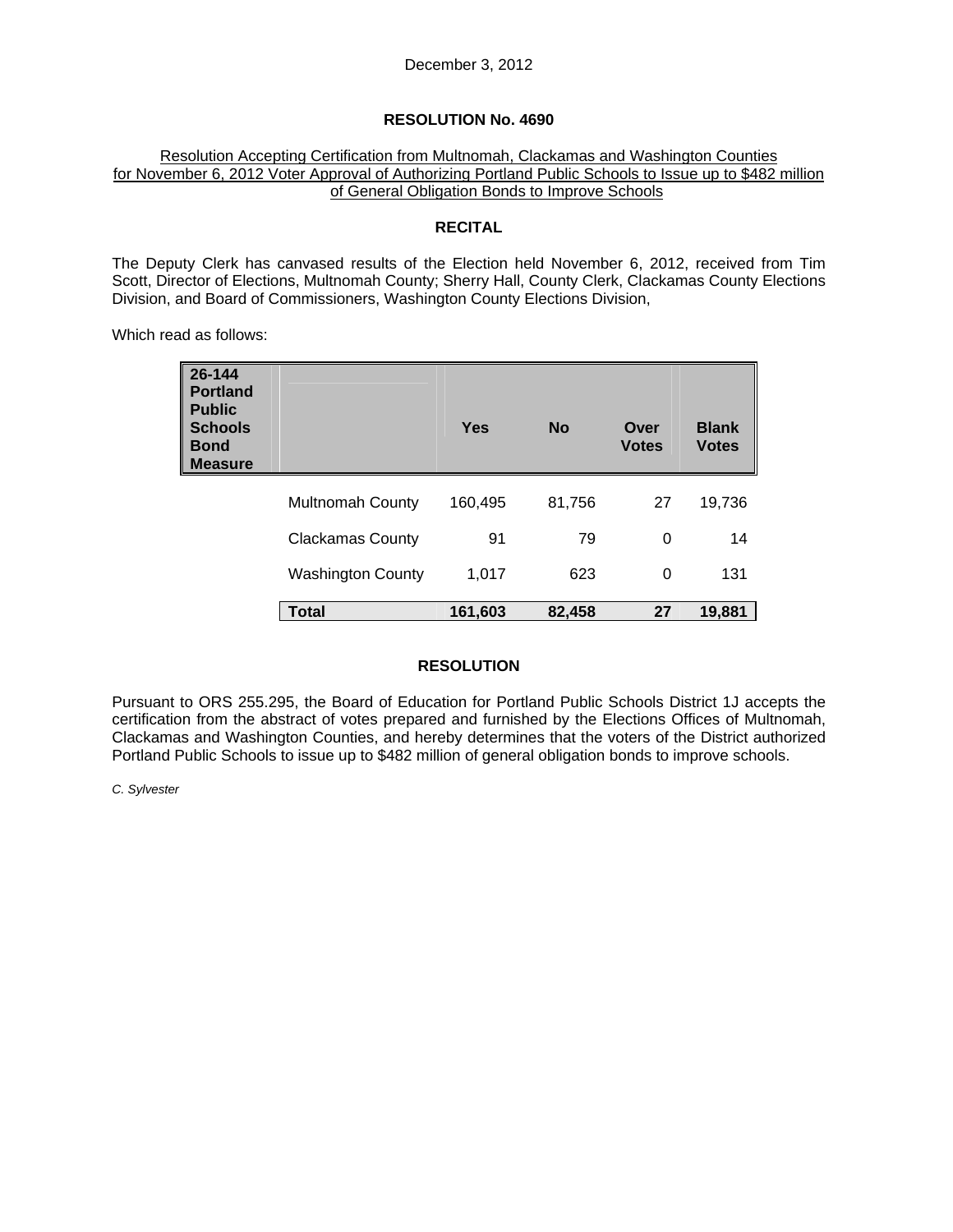December 3, 2012

**RESOLUTION No. 4690**

Resolution Accepting Certification from Multnomah, Clackamas and Washington Counties for November 6, 2012 Voter Approval of Authorizing Portland Public Schools to Issue up to $482 million of General Obligation Bonds to Improve Schools

**RECITAL**

The Deputy Clerk has canvased results of the Election held November 6, 2012, received from Tim Scott, Director of Elections, Multnomah County; Sherry Hall, County Clerk, Clackamas County Elections Division, and Board of Commissioners, Washington County Elections Division,

Which read as follows:

| 26-144 Portland Public Schools Bond Measure | | Yes | No | Over Votes | Blank Votes |
|---|---|---|---|---|---|
| | Multnomah County | 160,495 | 81,756 | 27 | 19,736 |
| | Clackamas County | 91 | 79 | 0 | 14 |
| | Washington County | 1,017 | 623 | 0 | 131 |
| | **Total** | **161,603** | **82,458** | **27** | **19,881** |

**RESOLUTION**

Pursuant to ORS 255.295, the Board of Education for Portland Public Schools District 1J accepts the certification from the abstract of votes prepared and furnished by the Elections Offices of Multnomah, Clackamas and Washington Counties, and hereby determines that the voters of the District authorized Portland Public Schools to issue up to $482 million of general obligation bonds to improve schools.

*C. Sylvester*